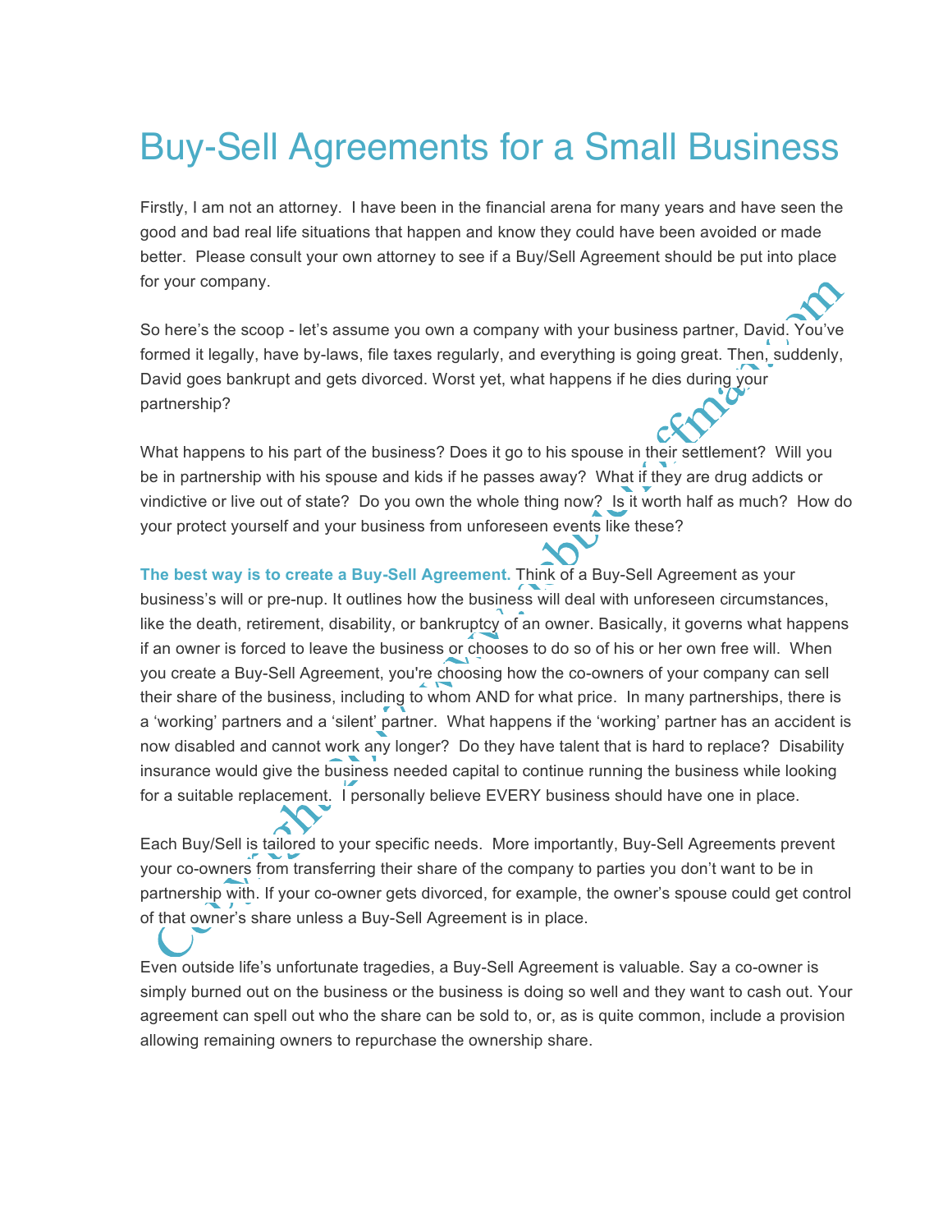# Buy-Sell Agreements for a Small Business

Firstly, I am not an attorney. I have been in the financial arena for many years and have seen the good and bad real life situations that happen and know they could have been avoided or made better. Please consult your own attorney to see if a Buy/Sell Agreement should be put into place for your company.

So here's the scoop - let's assume you own a company with your business partner, David. You've formed it legally, have by-laws, file taxes regularly, and everything is going great. Then, suddenly, David goes bankrupt and gets divorced. Worst yet, what happens if he dies during your partnership?

What happens to his part of the business? Does it go to his spouse in their settlement? Will you be in partnership with his spouse and kids if he passes away? What if they are drug addicts or vindictive or live out of state? Do you own the whole thing now? Is it worth half as much? How do your protect yourself and your business from unforeseen events like these?

**The best way is to create a Buy-Sell Agreement.** Think of a Buy-Sell Agreement as your business's will or pre-nup. It outlines how the business will deal with unforeseen circumstances, like the death, retirement, disability, or bankruptcy of an owner. Basically, it governs what happens if an owner is forced to leave the business or chooses to do so of his or her own free will. When you create a Buy-Sell Agreement, you're choosing how the co-owners of your company can sell their share of the business, including to whom AND for what price. In many partnerships, there is a 'working' partners and a 'silent' partner. What happens if the 'working' partner has an accident is now disabled and cannot work any longer? Do they have talent that is hard to replace? Disability insurance would give the business needed capital to continue running the business while looking for a suitable replacement. I personally believe EVERY business should have one in place.

Each Buy/Sell is tailored to your specific needs. More importantly, Buy-Sell Agreements prevent your co-owners from transferring their share of the company to parties you don't want to be in partnership with. If your co-owner gets divorced, for example, the owner's spouse could get control of that owner's share unless a Buy-Sell Agreement is in place.

Even outside life's unfortunate tragedies, a Buy-Sell Agreement is valuable. Say a co-owner is simply burned out on the business or the business is doing so well and they want to cash out. Your agreement can spell out who the share can be sold to, or, as is quite common, include a provision allowing remaining owners to repurchase the ownership share.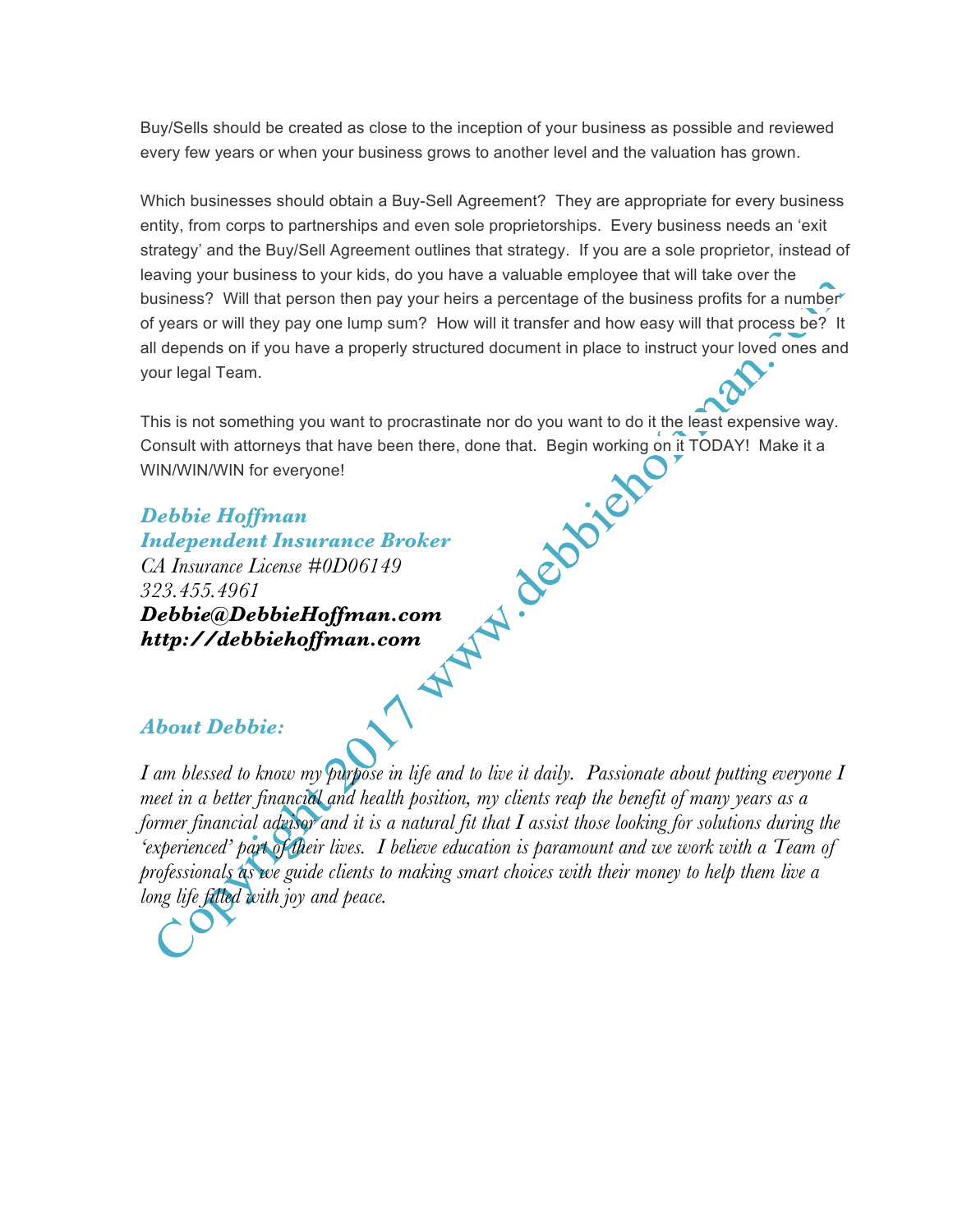Buy/Sells should be created as close to the inception of your business as possible and reviewed every few years or when your business grows to another level and the valuation has grown.

Which businesses should obtain a Buy-Sell Agreement? They are appropriate for every business entity, from corps to partnerships and even sole proprietorships. Every business needs an 'exit strategy' and the Buy/Sell Agreement outlines that strategy. If you are a sole proprietor, instead of leaving your business to your kids, do you have a valuable employee that will take over the business? Will that person then pay your heirs a percentage of the business profits for a number of years or will they pay one lump sum? How will it transfer and how easy will that process be? It all depends on if you have a properly structured document in place to instruct your loved ones and your legal Team.

This is not something you want to procrastinate nor do you want to do it the least expensive way. Consult with attorneys that have been there, done that. Begin working on it TODAY! Make it a WIN/WIN/WIN for everyone!

***Debbie Hoffman***
***Independent Insurance Broker***
*CA Insurance License #0D06149*
*323.455.4961*
***Debbie@DebbieHoffman.com***
***http://debbiehoffman.com***

### *About Debbie:*

*I am blessed to know my purpose in life and to live it daily. Passionate about putting everyone I meet in a better financial and health position, my clients reap the benefit of many years as a former financial advisor and it is a natural fit that I assist those looking for solutions during the 'experienced' part of their lives. I believe education is paramount and we work with a Team of professionals as we guide clients to making smart choices with their money to help them live a long life filled with joy and peace.*